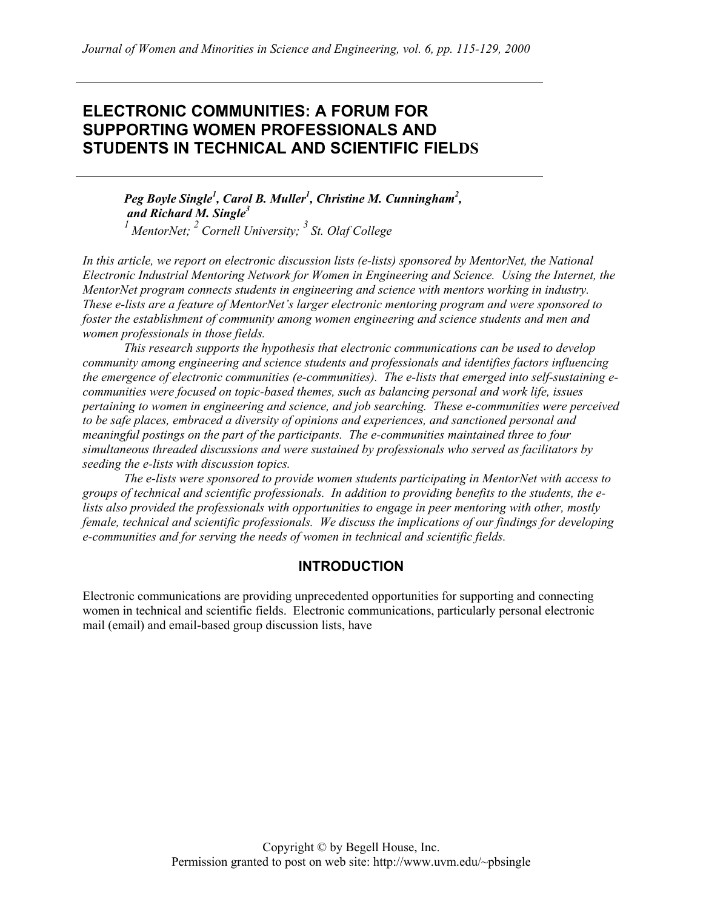Journal of Women and Minorities in Science and Engineering, vol. 6, pp. 115-129, 2000

# ELECTRONIC COMMUNITIES: A FORUM FOR SUPPORTING WOMEN PROFESSIONALS AND STUDENTS IN TECHNICAL AND SCIENTIFIC FIELDS

***Peg Boyle Single[1], Carol B. Muller[1], Christine M. Cunningham[2], and Richard M. Single[3]***

*[1] MentorNet; [2] Cornell University; [3] St. Olaf College*

*In this article, we report on electronic discussion lists (e-lists) sponsored by MentorNet, the National Electronic Industrial Mentoring Network for Women in Engineering and Science. Using the Internet, the MentorNet program connects students in engineering and science with mentors working in industry. These e-lists are a feature of MentorNet's larger electronic mentoring program and were sponsored to foster the establishment of community among women engineering and science students and men and women professionals in those fields.*

*This research supports the hypothesis that electronic communications can be used to develop community among engineering and science students and professionals and identifies factors influencing the emergence of electronic communities (e-communities). The e-lists that emerged into self-sustaining e-communities were focused on topic-based themes, such as balancing personal and work life, issues pertaining to women in engineering and science, and job searching. These e-communities were perceived to be safe places, embraced a diversity of opinions and experiences, and sanctioned personal and meaningful postings on the part of the participants. The e-communities maintained three to four simultaneous threaded discussions and were sustained by professionals who served as facilitators by seeding the e-lists with discussion topics.*

*The e-lists were sponsored to provide women students participating in MentorNet with access to groups of technical and scientific professionals. In addition to providing benefits to the students, the e-lists also provided the professionals with opportunities to engage in peer mentoring with other, mostly female, technical and scientific professionals. We discuss the implications of our findings for developing e-communities and for serving the needs of women in technical and scientific fields.*

## INTRODUCTION

Electronic communications are providing unprecedented opportunities for supporting and connecting women in technical and scientific fields. Electronic communications, particularly personal electronic mail (email) and email-based group discussion lists, have

Copyright © by Begell House, Inc.
Permission granted to post on web site: http://www.uvm.edu/~pbsingle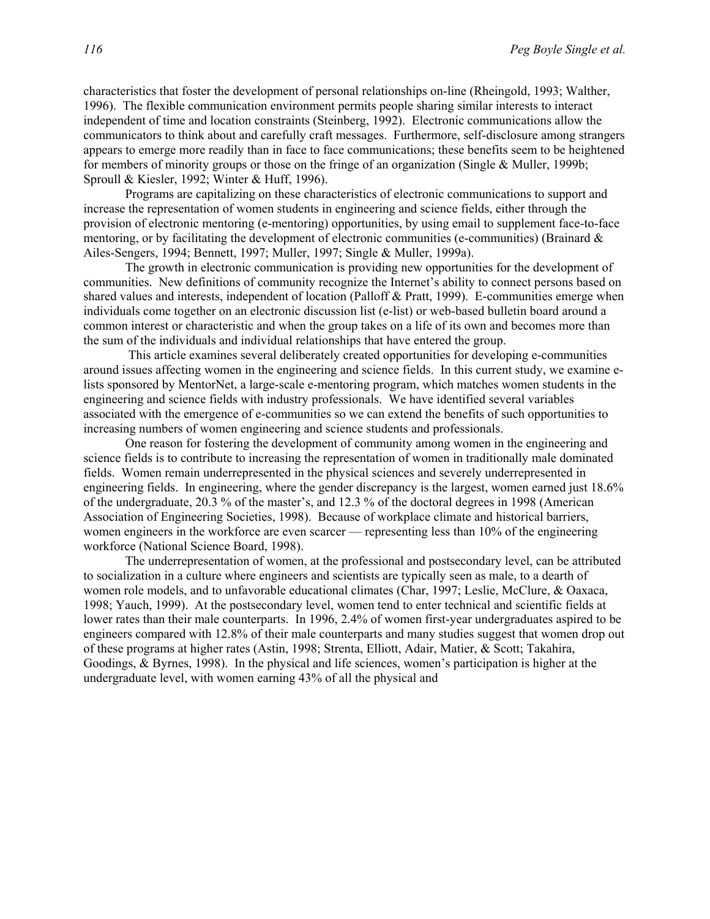characteristics that foster the development of personal relationships on-line (Rheingold, 1993; Walther, 1996). The flexible communication environment permits people sharing similar interests to interact independent of time and location constraints (Steinberg, 1992). Electronic communications allow the communicators to think about and carefully craft messages. Furthermore, self-disclosure among strangers appears to emerge more readily than in face to face communications; these benefits seem to be heightened for members of minority groups or those on the fringe of an organization (Single & Muller, 1999b; Sproull & Kiesler, 1992; Winter & Huff, 1996).

Programs are capitalizing on these characteristics of electronic communications to support and increase the representation of women students in engineering and science fields, either through the provision of electronic mentoring (e-mentoring) opportunities, by using email to supplement face-to-face mentoring, or by facilitating the development of electronic communities (e-communities) (Brainard & Ailes-Sengers, 1994; Bennett, 1997; Muller, 1997; Single & Muller, 1999a).

The growth in electronic communication is providing new opportunities for the development of communities. New definitions of community recognize the Internet's ability to connect persons based on shared values and interests, independent of location (Palloff & Pratt, 1999). E-communities emerge when individuals come together on an electronic discussion list (e-list) or web-based bulletin board around a common interest or characteristic and when the group takes on a life of its own and becomes more than the sum of the individuals and individual relationships that have entered the group.

This article examines several deliberately created opportunities for developing e-communities around issues affecting women in the engineering and science fields. In this current study, we examine e-lists sponsored by MentorNet, a large-scale e-mentoring program, which matches women students in the engineering and science fields with industry professionals. We have identified several variables associated with the emergence of e-communities so we can extend the benefits of such opportunities to increasing numbers of women engineering and science students and professionals.

One reason for fostering the development of community among women in the engineering and science fields is to contribute to increasing the representation of women in traditionally male dominated fields. Women remain underrepresented in the physical sciences and severely underrepresented in engineering fields. In engineering, where the gender discrepancy is the largest, women earned just 18.6% of the undergraduate, 20.3 % of the master's, and 12.3 % of the doctoral degrees in 1998 (American Association of Engineering Societies, 1998). Because of workplace climate and historical barriers, women engineers in the workforce are even scarcer — representing less than 10% of the engineering workforce (National Science Board, 1998).

The underrepresentation of women, at the professional and postsecondary level, can be attributed to socialization in a culture where engineers and scientists are typically seen as male, to a dearth of women role models, and to unfavorable educational climates (Char, 1997; Leslie, McClure, & Oaxaca, 1998; Yauch, 1999). At the postsecondary level, women tend to enter technical and scientific fields at lower rates than their male counterparts. In 1996, 2.4% of women first-year undergraduates aspired to be engineers compared with 12.8% of their male counterparts and many studies suggest that women drop out of these programs at higher rates (Astin, 1998; Strenta, Elliott, Adair, Matier, & Scott; Takahira, Goodings, & Byrnes, 1998). In the physical and life sciences, women's participation is higher at the undergraduate level, with women earning 43% of all the physical and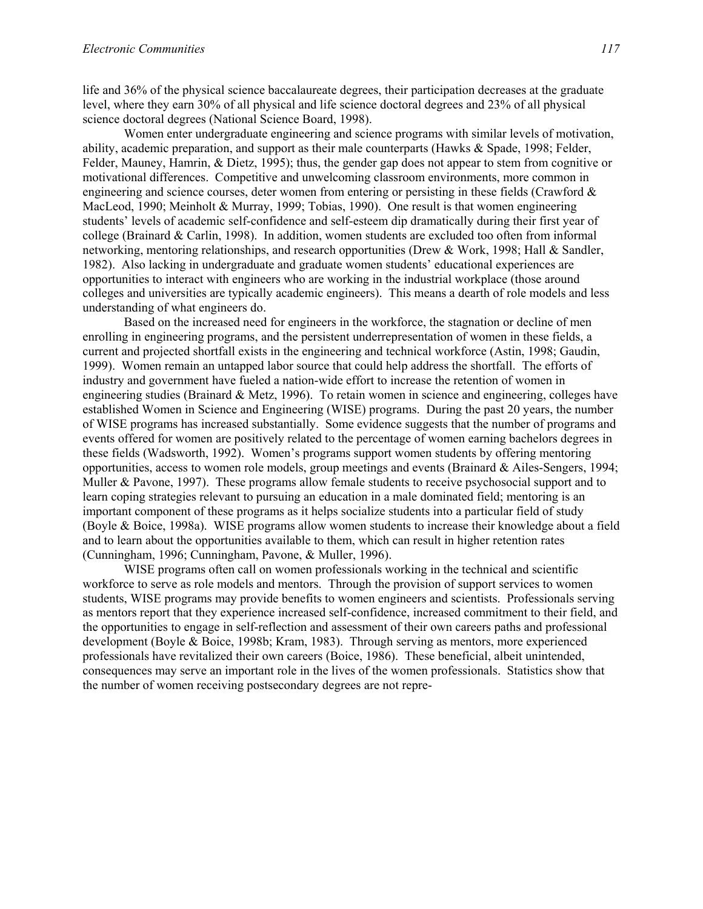life and 36% of the physical science baccalaureate degrees, their participation decreases at the graduate level, where they earn 30% of all physical and life science doctoral degrees and 23% of all physical science doctoral degrees (National Science Board, 1998).

Women enter undergraduate engineering and science programs with similar levels of motivation, ability, academic preparation, and support as their male counterparts (Hawks & Spade, 1998; Felder, Felder, Mauney, Hamrin, & Dietz, 1995); thus, the gender gap does not appear to stem from cognitive or motivational differences. Competitive and unwelcoming classroom environments, more common in engineering and science courses, deter women from entering or persisting in these fields (Crawford & MacLeod, 1990; Meinholt & Murray, 1999; Tobias, 1990). One result is that women engineering students' levels of academic self-confidence and self-esteem dip dramatically during their first year of college (Brainard & Carlin, 1998). In addition, women students are excluded too often from informal networking, mentoring relationships, and research opportunities (Drew & Work, 1998; Hall & Sandler, 1982). Also lacking in undergraduate and graduate women students' educational experiences are opportunities to interact with engineers who are working in the industrial workplace (those around colleges and universities are typically academic engineers). This means a dearth of role models and less understanding of what engineers do.

Based on the increased need for engineers in the workforce, the stagnation or decline of men enrolling in engineering programs, and the persistent underrepresentation of women in these fields, a current and projected shortfall exists in the engineering and technical workforce (Astin, 1998; Gaudin, 1999). Women remain an untapped labor source that could help address the shortfall. The efforts of industry and government have fueled a nation-wide effort to increase the retention of women in engineering studies (Brainard & Metz, 1996). To retain women in science and engineering, colleges have established Women in Science and Engineering (WISE) programs. During the past 20 years, the number of WISE programs has increased substantially. Some evidence suggests that the number of programs and events offered for women are positively related to the percentage of women earning bachelors degrees in these fields (Wadsworth, 1992). Women's programs support women students by offering mentoring opportunities, access to women role models, group meetings and events (Brainard & Ailes-Sengers, 1994; Muller & Pavone, 1997). These programs allow female students to receive psychosocial support and to learn coping strategies relevant to pursuing an education in a male dominated field; mentoring is an important component of these programs as it helps socialize students into a particular field of study (Boyle & Boice, 1998a). WISE programs allow women students to increase their knowledge about a field and to learn about the opportunities available to them, which can result in higher retention rates (Cunningham, 1996; Cunningham, Pavone, & Muller, 1996).

WISE programs often call on women professionals working in the technical and scientific workforce to serve as role models and mentors. Through the provision of support services to women students, WISE programs may provide benefits to women engineers and scientists. Professionals serving as mentors report that they experience increased self-confidence, increased commitment to their field, and the opportunities to engage in self-reflection and assessment of their own careers paths and professional development (Boyle & Boice, 1998b; Kram, 1983). Through serving as mentors, more experienced professionals have revitalized their own careers (Boice, 1986). These beneficial, albeit unintended, consequences may serve an important role in the lives of the women professionals. Statistics show that the number of women receiving postsecondary degrees are not repre-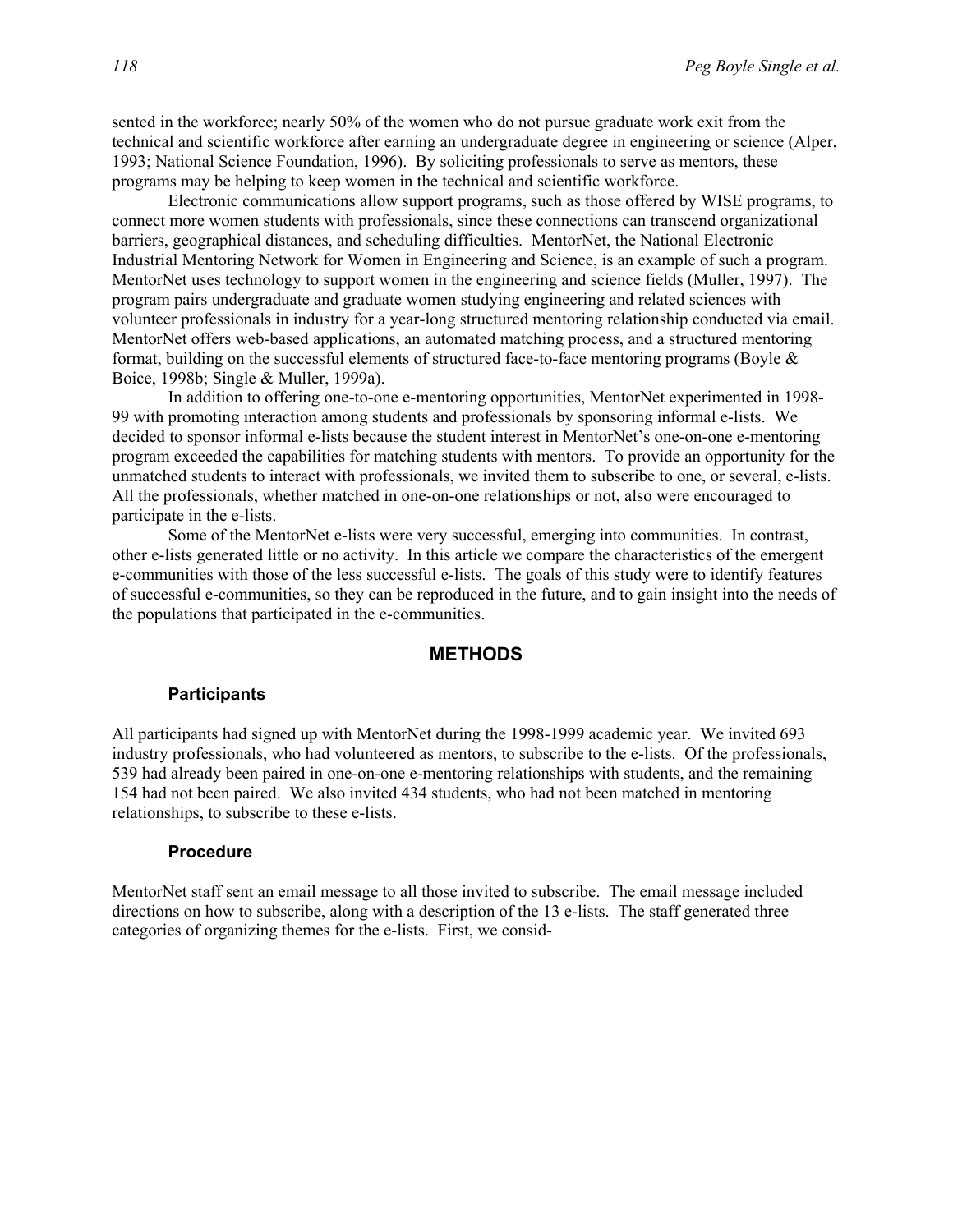sented in the workforce; nearly 50% of the women who do not pursue graduate work exit from the technical and scientific workforce after earning an undergraduate degree in engineering or science (Alper, 1993; National Science Foundation, 1996). By soliciting professionals to serve as mentors, these programs may be helping to keep women in the technical and scientific workforce.

Electronic communications allow support programs, such as those offered by WISE programs, to connect more women students with professionals, since these connections can transcend organizational barriers, geographical distances, and scheduling difficulties. MentorNet, the National Electronic Industrial Mentoring Network for Women in Engineering and Science, is an example of such a program. MentorNet uses technology to support women in the engineering and science fields (Muller, 1997). The program pairs undergraduate and graduate women studying engineering and related sciences with volunteer professionals in industry for a year-long structured mentoring relationship conducted via email. MentorNet offers web-based applications, an automated matching process, and a structured mentoring format, building on the successful elements of structured face-to-face mentoring programs (Boyle & Boice, 1998b; Single & Muller, 1999a).

In addition to offering one-to-one e-mentoring opportunities, MentorNet experimented in 1998-99 with promoting interaction among students and professionals by sponsoring informal e-lists. We decided to sponsor informal e-lists because the student interest in MentorNet's one-on-one e-mentoring program exceeded the capabilities for matching students with mentors. To provide an opportunity for the unmatched students to interact with professionals, we invited them to subscribe to one, or several, e-lists. All the professionals, whether matched in one-on-one relationships or not, also were encouraged to participate in the e-lists.

Some of the MentorNet e-lists were very successful, emerging into communities. In contrast, other e-lists generated little or no activity. In this article we compare the characteristics of the emergent e-communities with those of the less successful e-lists. The goals of this study were to identify features of successful e-communities, so they can be reproduced in the future, and to gain insight into the needs of the populations that participated in the e-communities.

## METHODS

### Participants

All participants had signed up with MentorNet during the 1998-1999 academic year. We invited 693 industry professionals, who had volunteered as mentors, to subscribe to the e-lists. Of the professionals, 539 had already been paired in one-on-one e-mentoring relationships with students, and the remaining 154 had not been paired. We also invited 434 students, who had not been matched in mentoring relationships, to subscribe to these e-lists.

### Procedure

MentorNet staff sent an email message to all those invited to subscribe. The email message included directions on how to subscribe, along with a description of the 13 e-lists. The staff generated three categories of organizing themes for the e-lists. First, we consid-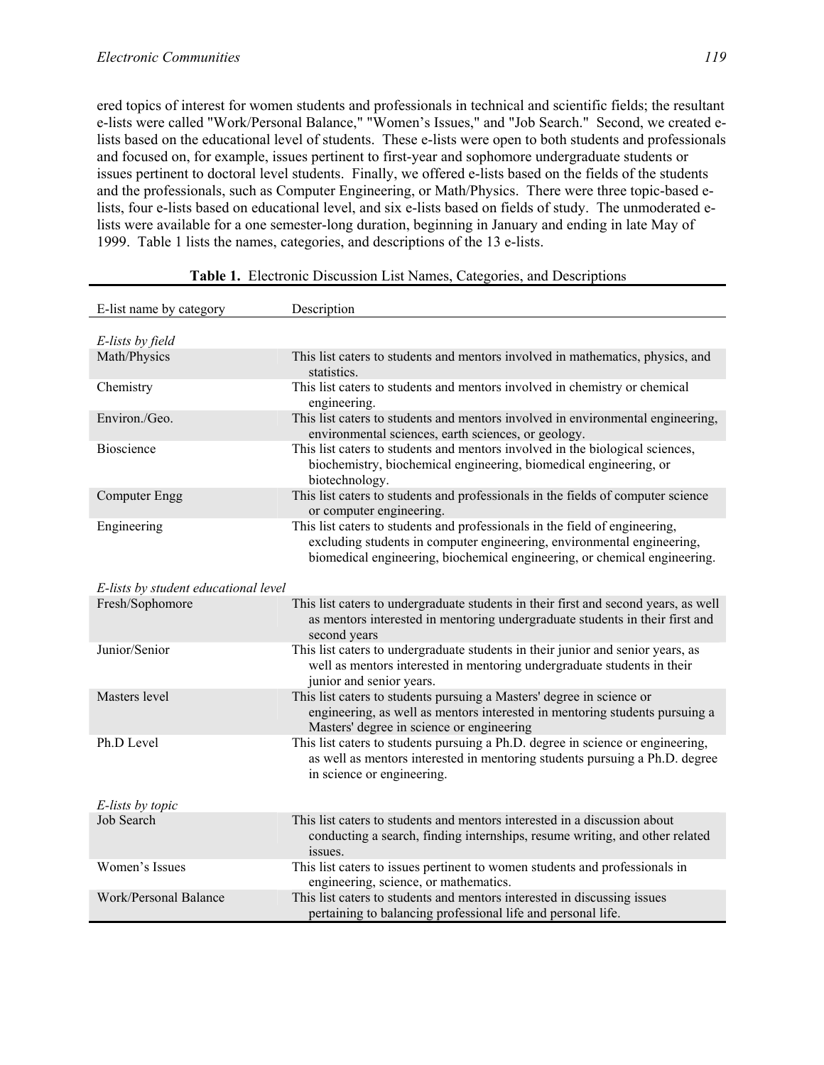ered topics of interest for women students and professionals in technical and scientific fields; the resultant e-lists were called "Work/Personal Balance," "Women's Issues," and "Job Search." Second, we created e-lists based on the educational level of students. These e-lists were open to both students and professionals and focused on, for example, issues pertinent to first-year and sophomore undergraduate students or issues pertinent to doctoral level students. Finally, we offered e-lists based on the fields of the students and the professionals, such as Computer Engineering, or Math/Physics. There were three topic-based e-lists, four e-lists based on educational level, and six e-lists based on fields of study. The unmoderated e-lists were available for a one semester-long duration, beginning in January and ending in late May of 1999. Table 1 lists the names, categories, and descriptions of the 13 e-lists.

**Table 1.** Electronic Discussion List Names, Categories, and Descriptions

| E-list name by category | Description |
|---|---|
| *E-lists by field* | |
| Math/Physics | This list caters to students and mentors involved in mathematics, physics, and statistics. |
| Chemistry | This list caters to students and mentors involved in chemistry or chemical engineering. |
| Environ./Geo. | This list caters to students and mentors involved in environmental engineering, environmental sciences, earth sciences, or geology. |
| Bioscience | This list caters to students and mentors involved in the biological sciences, biochemistry, biochemical engineering, biomedical engineering, or biotechnology. |
| Computer Engg | This list caters to students and professionals in the fields of computer science or computer engineering. |
| Engineering | This list caters to students and professionals in the field of engineering, excluding students in computer engineering, environmental engineering, biomedical engineering, biochemical engineering, or chemical engineering. |
| *E-lists by student educational level* | |
| Fresh/Sophomore | This list caters to undergraduate students in their first and second years, as well as mentors interested in mentoring undergraduate students in their first and second years |
| Junior/Senior | This list caters to undergraduate students in their junior and senior years, as well as mentors interested in mentoring undergraduate students in their junior and senior years. |
| Masters level | This list caters to students pursuing a Masters' degree in science or engineering, as well as mentors interested in mentoring students pursuing a Masters' degree in science or engineering |
| Ph.D Level | This list caters to students pursuing a Ph.D. degree in science or engineering, as well as mentors interested in mentoring students pursuing a Ph.D. degree in science or engineering. |
| *E-lists by topic* | |
| Job Search | This list caters to students and mentors interested in a discussion about conducting a search, finding internships, resume writing, and other related issues. |
| Women's Issues | This list caters to issues pertinent to women students and professionals in engineering, science, or mathematics. |
| Work/Personal Balance | This list caters to students and mentors interested in discussing issues pertaining to balancing professional life and personal life. |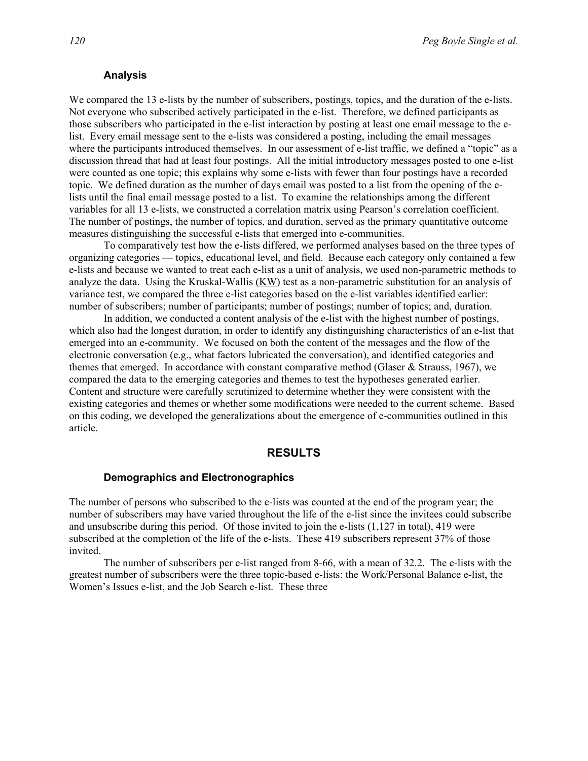### Analysis

We compared the 13 e-lists by the number of subscribers, postings, topics, and the duration of the e-lists. Not everyone who subscribed actively participated in the e-list. Therefore, we defined participants as those subscribers who participated in the e-list interaction by posting at least one email message to the e-list. Every email message sent to the e-lists was considered a posting, including the email messages where the participants introduced themselves. In our assessment of e-list traffic, we defined a "topic" as a discussion thread that had at least four postings. All the initial introductory messages posted to one e-list were counted as one topic; this explains why some e-lists with fewer than four postings have a recorded topic. We defined duration as the number of days email was posted to a list from the opening of the e-lists until the final email message posted to a list. To examine the relationships among the different variables for all 13 e-lists, we constructed a correlation matrix using Pearson's correlation coefficient. The number of postings, the number of topics, and duration, served as the primary quantitative outcome measures distinguishing the successful e-lists that emerged into e-communities.

To comparatively test how the e-lists differed, we performed analyses based on the three types of organizing categories — topics, educational level, and field. Because each category only contained a few e-lists and because we wanted to treat each e-list as a unit of analysis, we used non-parametric methods to analyze the data. Using the Kruskal-Wallis (KW) test as a non-parametric substitution for an analysis of variance test, we compared the three e-list categories based on the e-list variables identified earlier: number of subscribers; number of participants; number of postings; number of topics; and, duration.

In addition, we conducted a content analysis of the e-list with the highest number of postings, which also had the longest duration, in order to identify any distinguishing characteristics of an e-list that emerged into an e-community. We focused on both the content of the messages and the flow of the electronic conversation (e.g., what factors lubricated the conversation), and identified categories and themes that emerged. In accordance with constant comparative method (Glaser & Strauss, 1967), we compared the data to the emerging categories and themes to test the hypotheses generated earlier. Content and structure were carefully scrutinized to determine whether they were consistent with the existing categories and themes or whether some modifications were needed to the current scheme. Based on this coding, we developed the generalizations about the emergence of e-communities outlined in this article.

## RESULTS

### Demographics and Electronographics

The number of persons who subscribed to the e-lists was counted at the end of the program year; the number of subscribers may have varied throughout the life of the e-list since the invitees could subscribe and unsubscribe during this period. Of those invited to join the e-lists (1,127 in total), 419 were subscribed at the completion of the life of the e-lists. These 419 subscribers represent 37% of those invited.

The number of subscribers per e-list ranged from 8-66, with a mean of 32.2. The e-lists with the greatest number of subscribers were the three topic-based e-lists: the Work/Personal Balance e-list, the Women's Issues e-list, and the Job Search e-list. These three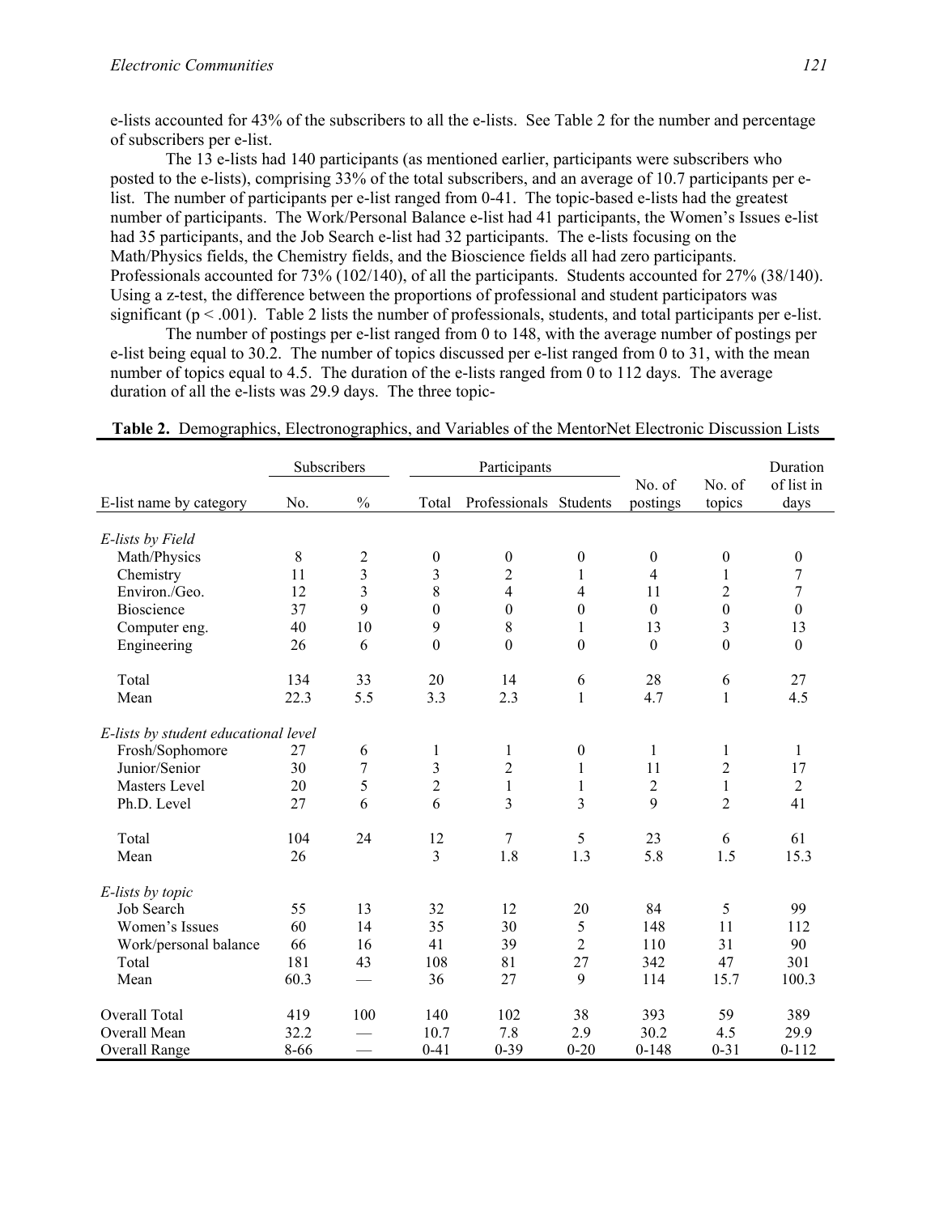e-lists accounted for 43% of the subscribers to all the e-lists. See Table 2 for the number and percentage of subscribers per e-list.

The 13 e-lists had 140 participants (as mentioned earlier, participants were subscribers who posted to the e-lists), comprising 33% of the total subscribers, and an average of 10.7 participants per e-list. The number of participants per e-list ranged from 0-41. The topic-based e-lists had the greatest number of participants. The Work/Personal Balance e-list had 41 participants, the Women's Issues e-list had 35 participants, and the Job Search e-list had 32 participants. The e-lists focusing on the Math/Physics fields, the Chemistry fields, and the Bioscience fields all had zero participants. Professionals accounted for 73% (102/140), of all the participants. Students accounted for 27% (38/140). Using a z-test, the difference between the proportions of professional and student participators was significant ($p < .001$). Table 2 lists the number of professionals, students, and total participants per e-list.

The number of postings per e-list ranged from 0 to 148, with the average number of postings per e-list being equal to 30.2. The number of topics discussed per e-list ranged from 0 to 31, with the mean number of topics equal to 4.5. The duration of the e-lists ranged from 0 to 112 days. The average duration of all the e-lists was 29.9 days. The three topic-

**Table 2.** Demographics, Electronographics, and Variables of the MentorNet Electronic Discussion Lists

| | Subscribers | | Participants | | | | | |
|---|---|---|---|---|---|---|---|---|
| E-list name by category | No. | % | Total | Professionals | Students | No. of postings | No. of topics | Duration of list in days |
| *E-lists by Field* | | | | | | | | |
| Math/Physics | 8 | 2 | 0 | 0 | 0 | 0 | 0 | 0 |
| Chemistry | 11 | 3 | 3 | 2 | 1 | 4 | 1 | 7 |
| Environ./Geo. | 12 | 3 | 8 | 4 | 4 | 11 | 2 | 7 |
| Bioscience | 37 | 9 | 0 | 0 | 0 | 0 | 0 | 0 |
| Computer eng. | 40 | 10 | 9 | 8 | 1 | 13 | 3 | 13 |
| Engineering | 26 | 6 | 0 | 0 | 0 | 0 | 0 | 0 |
| Total | 134 | 33 | 20 | 14 | 6 | 28 | 6 | 27 |
| Mean | 22.3 | 5.5 | 3.3 | 2.3 | 1 | 4.7 | 1 | 4.5 |
| *E-lists by student educational level* | | | | | | | | |
| Frosh/Sophomore | 27 | 6 | 1 | 1 | 0 | 1 | 1 | 1 |
| Junior/Senior | 30 | 7 | 3 | 2 | 1 | 11 | 2 | 17 |
| Masters Level | 20 | 5 | 2 | 1 | 1 | 2 | 1 | 2 |
| Ph.D. Level | 27 | 6 | 6 | 3 | 3 | 9 | 2 | 41 |
| Total | 104 | 24 | 12 | 7 | 5 | 23 | 6 | 61 |
| Mean | 26 | | 3 | 1.8 | 1.3 | 5.8 | 1.5 | 15.3 |
| *E-lists by topic* | | | | | | | | |
| Job Search | 55 | 13 | 32 | 12 | 20 | 84 | 5 | 99 |
| Women's Issues | 60 | 14 | 35 | 30 | 5 | 148 | 11 | 112 |
| Work/personal balance | 66 | 16 | 41 | 39 | 2 | 110 | 31 | 90 |
| Total | 181 | 43 | 108 | 81 | 27 | 342 | 47 | 301 |
| Mean | 60.3 | — | 36 | 27 | 9 | 114 | 15.7 | 100.3 |
| Overall Total | 419 | 100 | 140 | 102 | 38 | 393 | 59 | 389 |
| Overall Mean | 32.2 | — | 10.7 | 7.8 | 2.9 | 30.2 | 4.5 | 29.9 |
| Overall Range | 8-66 | — | 0-41 | 0-39 | 0-20 | 0-148 | 0-31 | 0-112 |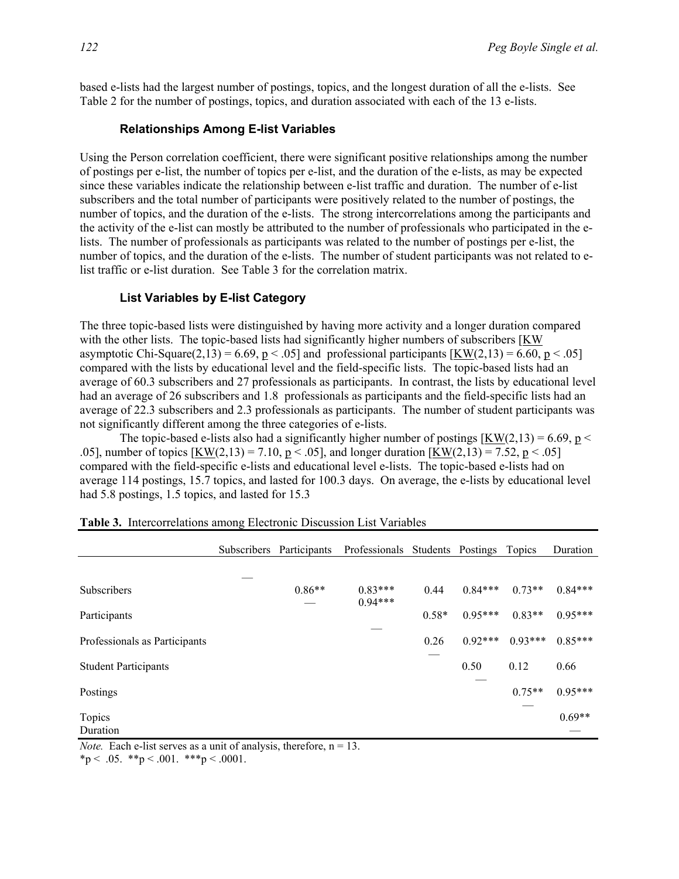based e-lists had the largest number of postings, topics, and the longest duration of all the e-lists. See Table 2 for the number of postings, topics, and duration associated with each of the 13 e-lists.

### Relationships Among E-list Variables

Using the Person correlation coefficient, there were significant positive relationships among the number of postings per e-list, the number of topics per e-list, and the duration of the e-lists, as may be expected since these variables indicate the relationship between e-list traffic and duration. The number of e-list subscribers and the total number of participants were positively related to the number of postings, the number of topics, and the duration of the e-lists. The strong intercorrelations among the participants and the activity of the e-list can mostly be attributed to the number of professionals who participated in the e-lists. The number of professionals as participants was related to the number of postings per e-list, the number of topics, and the duration of the e-lists. The number of student participants was not related to e-list traffic or e-list duration. See Table 3 for the correlation matrix.

### List Variables by E-list Category

The three topic-based lists were distinguished by having more activity and a longer duration compared with the other lists. The topic-based lists had significantly higher numbers of subscribers [KW asymptotic Chi-Square$(2,13) = 6.69$, $p < .05$] and professional participants [KW$(2,13) = 6.60$, $p < .05$] compared with the lists by educational level and the field-specific lists. The topic-based lists had an average of 60.3 subscribers and 27 professionals as participants. In contrast, the lists by educational level had an average of 26 subscribers and 1.8 professionals as participants and the field-specific lists had an average of 22.3 subscribers and 2.3 professionals as participants. The number of student participants was not significantly different among the three categories of e-lists.

The topic-based e-lists also had a significantly higher number of postings [KW$(2,13) = 6.69$, $p < .05$], number of topics [KW$(2,13) = 7.10$, $p < .05$], and longer duration [KW$(2,13) = 7.52$, $p < .05$] compared with the field-specific e-lists and educational level e-lists. The topic-based e-lists had on average 114 postings, 15.7 topics, and lasted for 100.3 days. On average, the e-lists by educational level had 5.8 postings, 1.5 topics, and lasted for 15.3

**Table 3.** Intercorrelations among Electronic Discussion List Variables

| | Subscribers | Participants | Professionals | Students | Postings | Topics | Duration |
|---|---|---|---|---|---|---|---|
| Subscribers | — | 0.86** | 0.83*** | 0.44 | 0.84*** | 0.73** | 0.84*** |
| Participants | | — | 0.94*** | 0.58* | 0.95*** | 0.83** | 0.95*** |
| Professionals as Participants | | | — | 0.26 | 0.92*** | 0.93*** | 0.85*** |
| Student Participants | | | | — | 0.50 | 0.12 | 0.66 |
| Postings | | | | | — | 0.75** | 0.95*** |
| Topics | | | | | | — | 0.69** |
| Duration | | | | | | | — |

*Note.* Each e-list serves as a unit of analysis, therefore, n = 13.
*p < .05. **p < .001. ***p < .0001.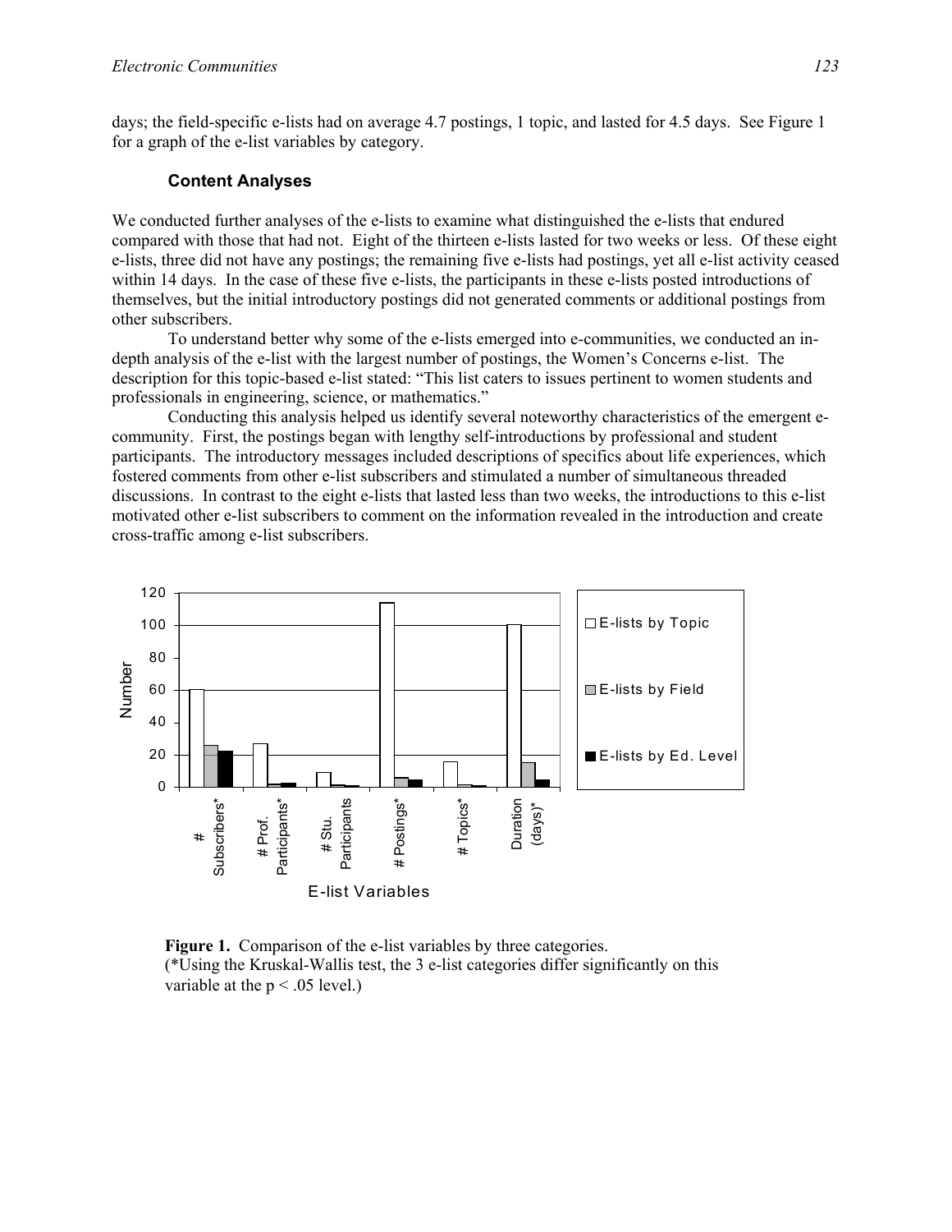days; the field-specific e-lists had on average 4.7 postings, 1 topic, and lasted for 4.5 days. See Figure 1 for a graph of the e-list variables by category.

### Content Analyses

We conducted further analyses of the e-lists to examine what distinguished the e-lists that endured compared with those that had not. Eight of the thirteen e-lists lasted for two weeks or less. Of these eight e-lists, three did not have any postings; the remaining five e-lists had postings, yet all e-list activity ceased within 14 days. In the case of these five e-lists, the participants in these e-lists posted introductions of themselves, but the initial introductory postings did not generated comments or additional postings from other subscribers.

To understand better why some of the e-lists emerged into e-communities, we conducted an in-depth analysis of the e-list with the largest number of postings, the Women's Concerns e-list. The description for this topic-based e-list stated: "This list caters to issues pertinent to women students and professionals in engineering, science, or mathematics."

Conducting this analysis helped us identify several noteworthy characteristics of the emergent e-community. First, the postings began with lengthy self-introductions by professional and student participants. The introductory messages included descriptions of specifics about life experiences, which fostered comments from other e-list subscribers and stimulated a number of simultaneous threaded discussions. In contrast to the eight e-lists that lasted less than two weeks, the introductions to this e-list motivated other e-list subscribers to comment on the information revealed in the introduction and create cross-traffic among e-list subscribers.

**Figure 1.** Comparison of the e-list variables by three categories.
(*Using the Kruskal-Wallis test, the 3 e-list categories differ significantly on this variable at the $p < .05$ level.)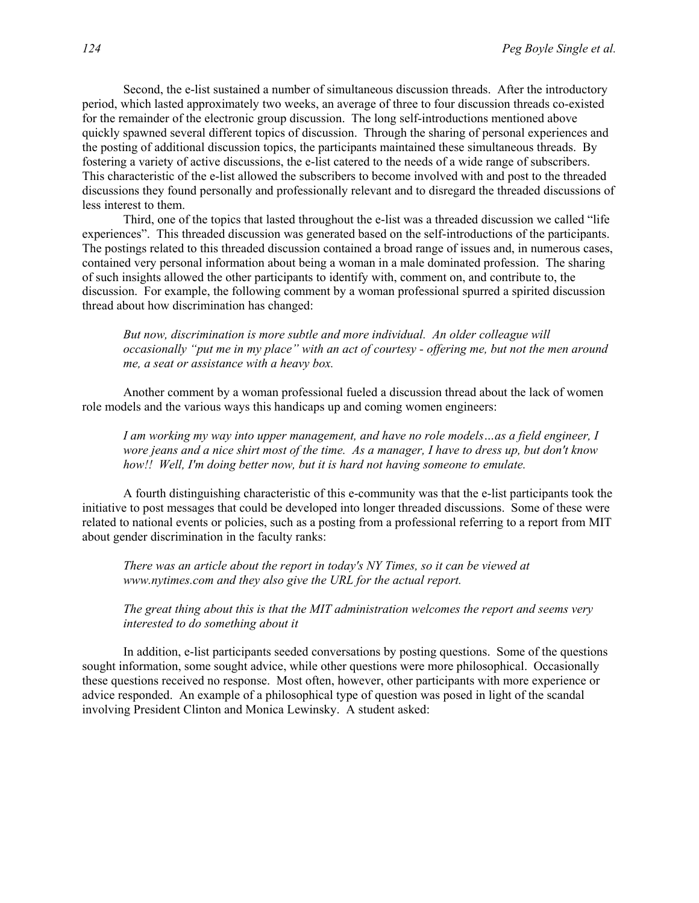Second, the e-list sustained a number of simultaneous discussion threads. After the introductory period, which lasted approximately two weeks, an average of three to four discussion threads co-existed for the remainder of the electronic group discussion. The long self-introductions mentioned above quickly spawned several different topics of discussion. Through the sharing of personal experiences and the posting of additional discussion topics, the participants maintained these simultaneous threads. By fostering a variety of active discussions, the e-list catered to the needs of a wide range of subscribers. This characteristic of the e-list allowed the subscribers to become involved with and post to the threaded discussions they found personally and professionally relevant and to disregard the threaded discussions of less interest to them.

Third, one of the topics that lasted throughout the e-list was a threaded discussion we called "life experiences". This threaded discussion was generated based on the self-introductions of the participants. The postings related to this threaded discussion contained a broad range of issues and, in numerous cases, contained very personal information about being a woman in a male dominated profession. The sharing of such insights allowed the other participants to identify with, comment on, and contribute to, the discussion. For example, the following comment by a woman professional spurred a spirited discussion thread about how discrimination has changed:

> *But now, discrimination is more subtle and more individual. An older colleague will occasionally "put me in my place" with an act of courtesy - offering me, but not the men around me, a seat or assistance with a heavy box.*

Another comment by a woman professional fueled a discussion thread about the lack of women role models and the various ways this handicaps up and coming women engineers:

> *I am working my way into upper management, and have no role models…as a field engineer, I wore jeans and a nice shirt most of the time. As a manager, I have to dress up, but don't know how!! Well, I'm doing better now, but it is hard not having someone to emulate.*

A fourth distinguishing characteristic of this e-community was that the e-list participants took the initiative to post messages that could be developed into longer threaded discussions. Some of these were related to national events or policies, such as a posting from a professional referring to a report from MIT about gender discrimination in the faculty ranks:

> *There was an article about the report in today's NY Times, so it can be viewed at www.nytimes.com and they also give the URL for the actual report.*
>
> *The great thing about this is that the MIT administration welcomes the report and seems very interested to do something about it*

In addition, e-list participants seeded conversations by posting questions. Some of the questions sought information, some sought advice, while other questions were more philosophical. Occasionally these questions received no response. Most often, however, other participants with more experience or advice responded. An example of a philosophical type of question was posed in light of the scandal involving President Clinton and Monica Lewinsky. A student asked: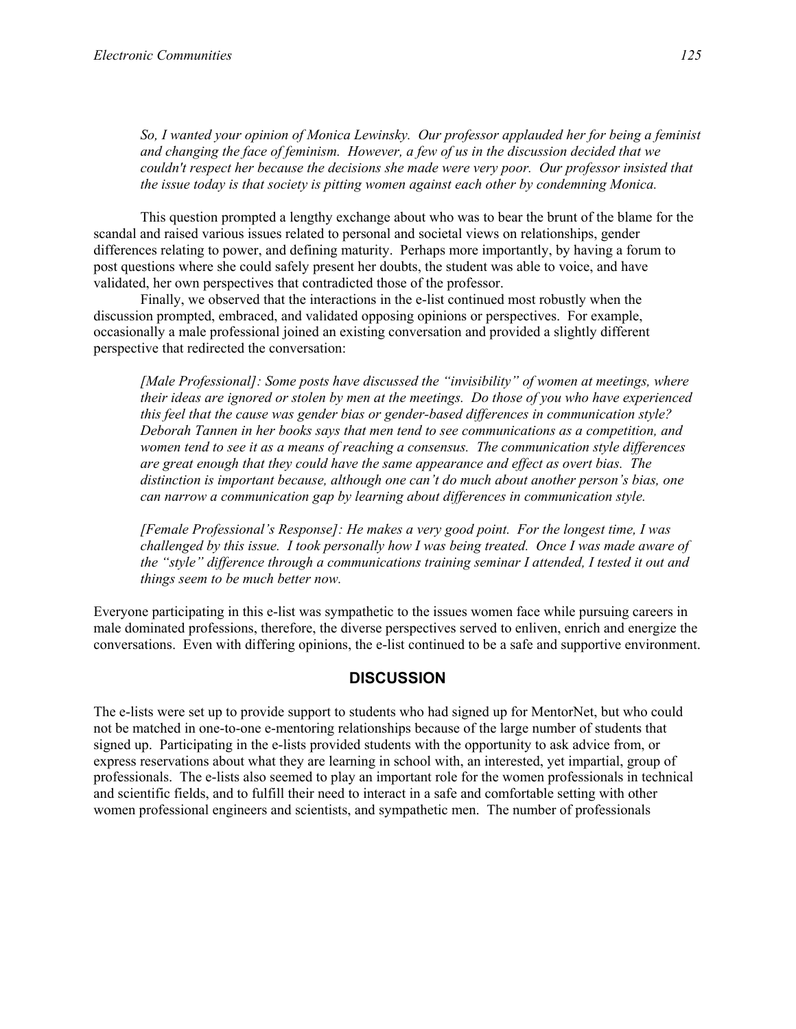*So, I wanted your opinion of Monica Lewinsky. Our professor applauded her for being a feminist and changing the face of feminism. However, a few of us in the discussion decided that we couldn't respect her because the decisions she made were very poor. Our professor insisted that the issue today is that society is pitting women against each other by condemning Monica.*

This question prompted a lengthy exchange about who was to bear the brunt of the blame for the scandal and raised various issues related to personal and societal views on relationships, gender differences relating to power, and defining maturity. Perhaps more importantly, by having a forum to post questions where she could safely present her doubts, the student was able to voice, and have validated, her own perspectives that contradicted those of the professor.

Finally, we observed that the interactions in the e-list continued most robustly when the discussion prompted, embraced, and validated opposing opinions or perspectives. For example, occasionally a male professional joined an existing conversation and provided a slightly different perspective that redirected the conversation:

*[Male Professional]: Some posts have discussed the "invisibility" of women at meetings, where their ideas are ignored or stolen by men at the meetings. Do those of you who have experienced this feel that the cause was gender bias or gender-based differences in communication style? Deborah Tannen in her books says that men tend to see communications as a competition, and women tend to see it as a means of reaching a consensus. The communication style differences are great enough that they could have the same appearance and effect as overt bias. The distinction is important because, although one can't do much about another person's bias, one can narrow a communication gap by learning about differences in communication style.*

*[Female Professional's Response]: He makes a very good point. For the longest time, I was challenged by this issue. I took personally how I was being treated. Once I was made aware of the "style" difference through a communications training seminar I attended, I tested it out and things seem to be much better now.*

Everyone participating in this e-list was sympathetic to the issues women face while pursuing careers in male dominated professions, therefore, the diverse perspectives served to enliven, enrich and energize the conversations. Even with differing opinions, the e-list continued to be a safe and supportive environment.

## DISCUSSION

The e-lists were set up to provide support to students who had signed up for MentorNet, but who could not be matched in one-to-one e-mentoring relationships because of the large number of students that signed up. Participating in the e-lists provided students with the opportunity to ask advice from, or express reservations about what they are learning in school with, an interested, yet impartial, group of professionals. The e-lists also seemed to play an important role for the women professionals in technical and scientific fields, and to fulfill their need to interact in a safe and comfortable setting with other women professional engineers and scientists, and sympathetic men. The number of professionals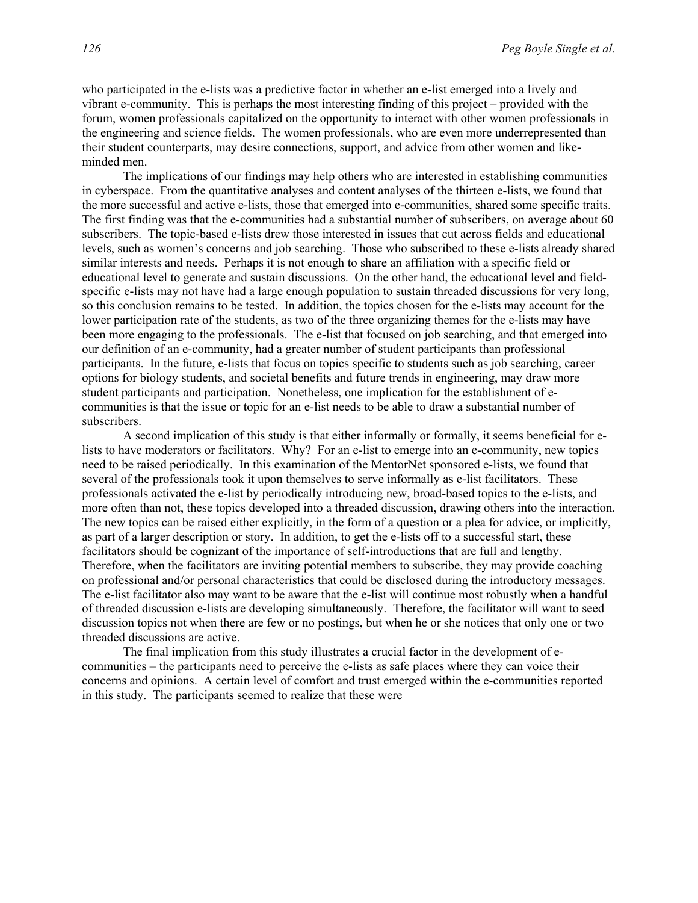who participated in the e-lists was a predictive factor in whether an e-list emerged into a lively and vibrant e-community. This is perhaps the most interesting finding of this project – provided with the forum, women professionals capitalized on the opportunity to interact with other women professionals in the engineering and science fields. The women professionals, who are even more underrepresented than their student counterparts, may desire connections, support, and advice from other women and like-minded men.

The implications of our findings may help others who are interested in establishing communities in cyberspace. From the quantitative analyses and content analyses of the thirteen e-lists, we found that the more successful and active e-lists, those that emerged into e-communities, shared some specific traits. The first finding was that the e-communities had a substantial number of subscribers, on average about 60 subscribers. The topic-based e-lists drew those interested in issues that cut across fields and educational levels, such as women's concerns and job searching. Those who subscribed to these e-lists already shared similar interests and needs. Perhaps it is not enough to share an affiliation with a specific field or educational level to generate and sustain discussions. On the other hand, the educational level and field-specific e-lists may not have had a large enough population to sustain threaded discussions for very long, so this conclusion remains to be tested. In addition, the topics chosen for the e-lists may account for the lower participation rate of the students, as two of the three organizing themes for the e-lists may have been more engaging to the professionals. The e-list that focused on job searching, and that emerged into our definition of an e-community, had a greater number of student participants than professional participants. In the future, e-lists that focus on topics specific to students such as job searching, career options for biology students, and societal benefits and future trends in engineering, may draw more student participants and participation. Nonetheless, one implication for the establishment of e-communities is that the issue or topic for an e-list needs to be able to draw a substantial number of subscribers.

A second implication of this study is that either informally or formally, it seems beneficial for e-lists to have moderators or facilitators. Why? For an e-list to emerge into an e-community, new topics need to be raised periodically. In this examination of the MentorNet sponsored e-lists, we found that several of the professionals took it upon themselves to serve informally as e-list facilitators. These professionals activated the e-list by periodically introducing new, broad-based topics to the e-lists, and more often than not, these topics developed into a threaded discussion, drawing others into the interaction. The new topics can be raised either explicitly, in the form of a question or a plea for advice, or implicitly, as part of a larger description or story. In addition, to get the e-lists off to a successful start, these facilitators should be cognizant of the importance of self-introductions that are full and lengthy. Therefore, when the facilitators are inviting potential members to subscribe, they may provide coaching on professional and/or personal characteristics that could be disclosed during the introductory messages. The e-list facilitator also may want to be aware that the e-list will continue most robustly when a handful of threaded discussion e-lists are developing simultaneously. Therefore, the facilitator will want to seed discussion topics not when there are few or no postings, but when he or she notices that only one or two threaded discussions are active.

The final implication from this study illustrates a crucial factor in the development of e-communities – the participants need to perceive the e-lists as safe places where they can voice their concerns and opinions. A certain level of comfort and trust emerged within the e-communities reported in this study. The participants seemed to realize that these were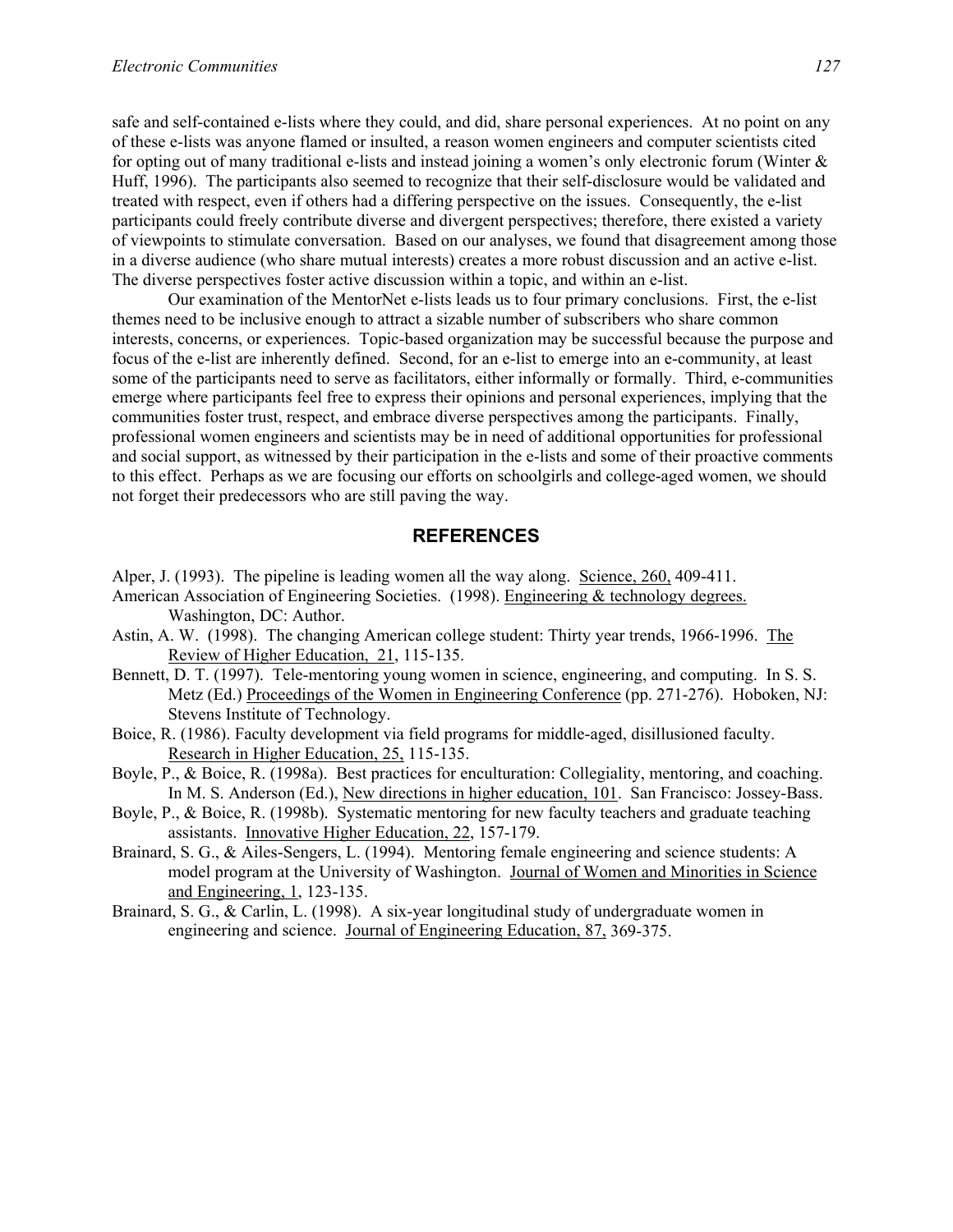safe and self-contained e-lists where they could, and did, share personal experiences. At no point on any of these e-lists was anyone flamed or insulted, a reason women engineers and computer scientists cited for opting out of many traditional e-lists and instead joining a women's only electronic forum (Winter & Huff, 1996). The participants also seemed to recognize that their self-disclosure would be validated and treated with respect, even if others had a differing perspective on the issues. Consequently, the e-list participants could freely contribute diverse and divergent perspectives; therefore, there existed a variety of viewpoints to stimulate conversation. Based on our analyses, we found that disagreement among those in a diverse audience (who share mutual interests) creates a more robust discussion and an active e-list. The diverse perspectives foster active discussion within a topic, and within an e-list.

Our examination of the MentorNet e-lists leads us to four primary conclusions. First, the e-list themes need to be inclusive enough to attract a sizable number of subscribers who share common interests, concerns, or experiences. Topic-based organization may be successful because the purpose and focus of the e-list are inherently defined. Second, for an e-list to emerge into an e-community, at least some of the participants need to serve as facilitators, either informally or formally. Third, e-communities emerge where participants feel free to express their opinions and personal experiences, implying that the communities foster trust, respect, and embrace diverse perspectives among the participants. Finally, professional women engineers and scientists may be in need of additional opportunities for professional and social support, as witnessed by their participation in the e-lists and some of their proactive comments to this effect. Perhaps as we are focusing our efforts on schoolgirls and college-aged women, we should not forget their predecessors who are still paving the way.

## REFERENCES

Alper, J. (1993). The pipeline is leading women all the way along. Science, 260, 409-411.

American Association of Engineering Societies. (1998). Engineering & technology degrees. Washington, DC: Author.

Astin, A. W. (1998). The changing American college student: Thirty year trends, 1966-1996. The Review of Higher Education, 21, 115-135.

Bennett, D. T. (1997). Tele-mentoring young women in science, engineering, and computing. In S. S. Metz (Ed.) Proceedings of the Women in Engineering Conference (pp. 271-276). Hoboken, NJ: Stevens Institute of Technology.

Boice, R. (1986). Faculty development via field programs for middle-aged, disillusioned faculty. Research in Higher Education, 25, 115-135.

Boyle, P., & Boice, R. (1998a). Best practices for enculturation: Collegiality, mentoring, and coaching. In M. S. Anderson (Ed.), New directions in higher education, 101. San Francisco: Jossey-Bass.

Boyle, P., & Boice, R. (1998b). Systematic mentoring for new faculty teachers and graduate teaching assistants. Innovative Higher Education, 22, 157-179.

Brainard, S. G., & Ailes-Sengers, L. (1994). Mentoring female engineering and science students: A model program at the University of Washington. Journal of Women and Minorities in Science and Engineering, 1, 123-135.

Brainard, S. G., & Carlin, L. (1998). A six-year longitudinal study of undergraduate women in engineering and science. Journal of Engineering Education, 87, 369-375.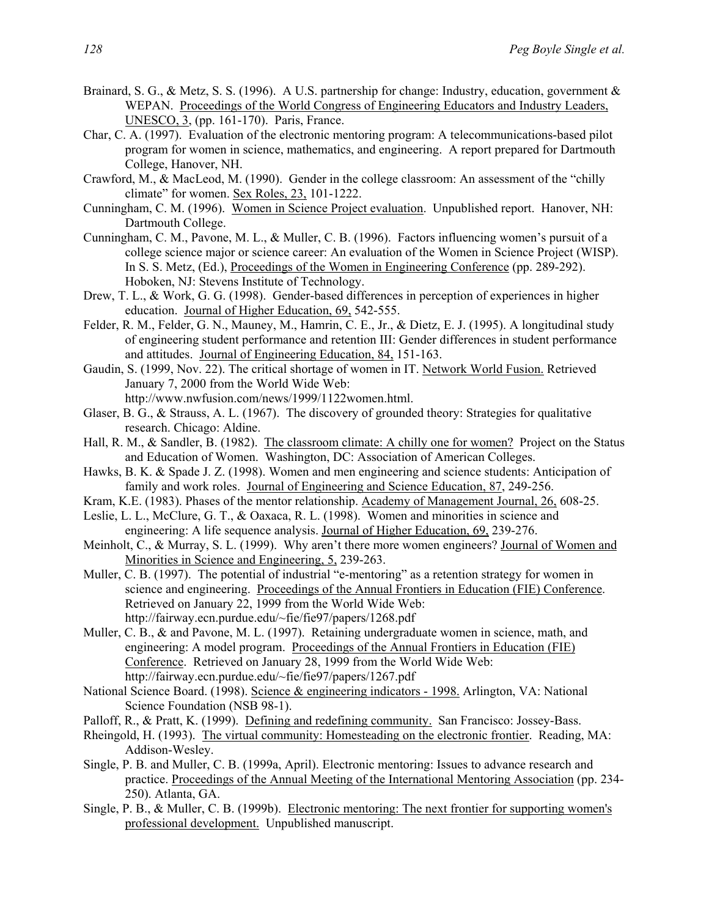Brainard, S. G., & Metz, S. S. (1996). A U.S. partnership for change: Industry, education, government & WEPAN. Proceedings of the World Congress of Engineering Educators and Industry Leaders, UNESCO, 3, (pp. 161-170). Paris, France.

Char, C. A. (1997). Evaluation of the electronic mentoring program: A telecommunications-based pilot program for women in science, mathematics, and engineering. A report prepared for Dartmouth College, Hanover, NH.

Crawford, M., & MacLeod, M. (1990). Gender in the college classroom: An assessment of the "chilly climate" for women. Sex Roles, 23, 101-1222.

Cunningham, C. M. (1996). Women in Science Project evaluation. Unpublished report. Hanover, NH: Dartmouth College.

Cunningham, C. M., Pavone, M. L., & Muller, C. B. (1996). Factors influencing women's pursuit of a college science major or science career: An evaluation of the Women in Science Project (WISP). In S. S. Metz, (Ed.), Proceedings of the Women in Engineering Conference (pp. 289-292). Hoboken, NJ: Stevens Institute of Technology.

Drew, T. L., & Work, G. G. (1998). Gender-based differences in perception of experiences in higher education. Journal of Higher Education, 69, 542-555.

Felder, R. M., Felder, G. N., Mauney, M., Hamrin, C. E., Jr., & Dietz, E. J. (1995). A longitudinal study of engineering student performance and retention III: Gender differences in student performance and attitudes. Journal of Engineering Education, 84, 151-163.

Gaudin, S. (1999, Nov. 22). The critical shortage of women in IT. Network World Fusion. Retrieved January 7, 2000 from the World Wide Web: http://www.nwfusion.com/news/1999/1122women.html.

Glaser, B. G., & Strauss, A. L. (1967). The discovery of grounded theory: Strategies for qualitative research. Chicago: Aldine.

Hall, R. M., & Sandler, B. (1982). The classroom climate: A chilly one for women? Project on the Status and Education of Women. Washington, DC: Association of American Colleges.

Hawks, B. K. & Spade J. Z. (1998). Women and men engineering and science students: Anticipation of family and work roles. Journal of Engineering and Science Education, 87, 249-256.

Kram, K.E. (1983). Phases of the mentor relationship. Academy of Management Journal, 26, 608-25.

Leslie, L. L., McClure, G. T., & Oaxaca, R. L. (1998). Women and minorities in science and engineering: A life sequence analysis. Journal of Higher Education, 69, 239-276.

Meinholt, C., & Murray, S. L. (1999). Why aren't there more women engineers? Journal of Women and Minorities in Science and Engineering, 5, 239-263.

Muller, C. B. (1997). The potential of industrial "e-mentoring" as a retention strategy for women in science and engineering. Proceedings of the Annual Frontiers in Education (FIE) Conference. Retrieved on January 22, 1999 from the World Wide Web: http://fairway.ecn.purdue.edu/~fie/fie97/papers/1268.pdf

Muller, C. B., & and Pavone, M. L. (1997). Retaining undergraduate women in science, math, and engineering: A model program. Proceedings of the Annual Frontiers in Education (FIE) Conference. Retrieved on January 28, 1999 from the World Wide Web: http://fairway.ecn.purdue.edu/~fie/fie97/papers/1267.pdf

National Science Board. (1998). Science & engineering indicators - 1998. Arlington, VA: National Science Foundation (NSB 98-1).

Palloff, R., & Pratt, K. (1999). Defining and redefining community. San Francisco: Jossey-Bass.

Rheingold, H. (1993). The virtual community: Homesteading on the electronic frontier. Reading, MA: Addison-Wesley.

Single, P. B. and Muller, C. B. (1999a, April). Electronic mentoring: Issues to advance research and practice. Proceedings of the Annual Meeting of the International Mentoring Association (pp. 234-250). Atlanta, GA.

Single, P. B., & Muller, C. B. (1999b). Electronic mentoring: The next frontier for supporting women's professional development. Unpublished manuscript.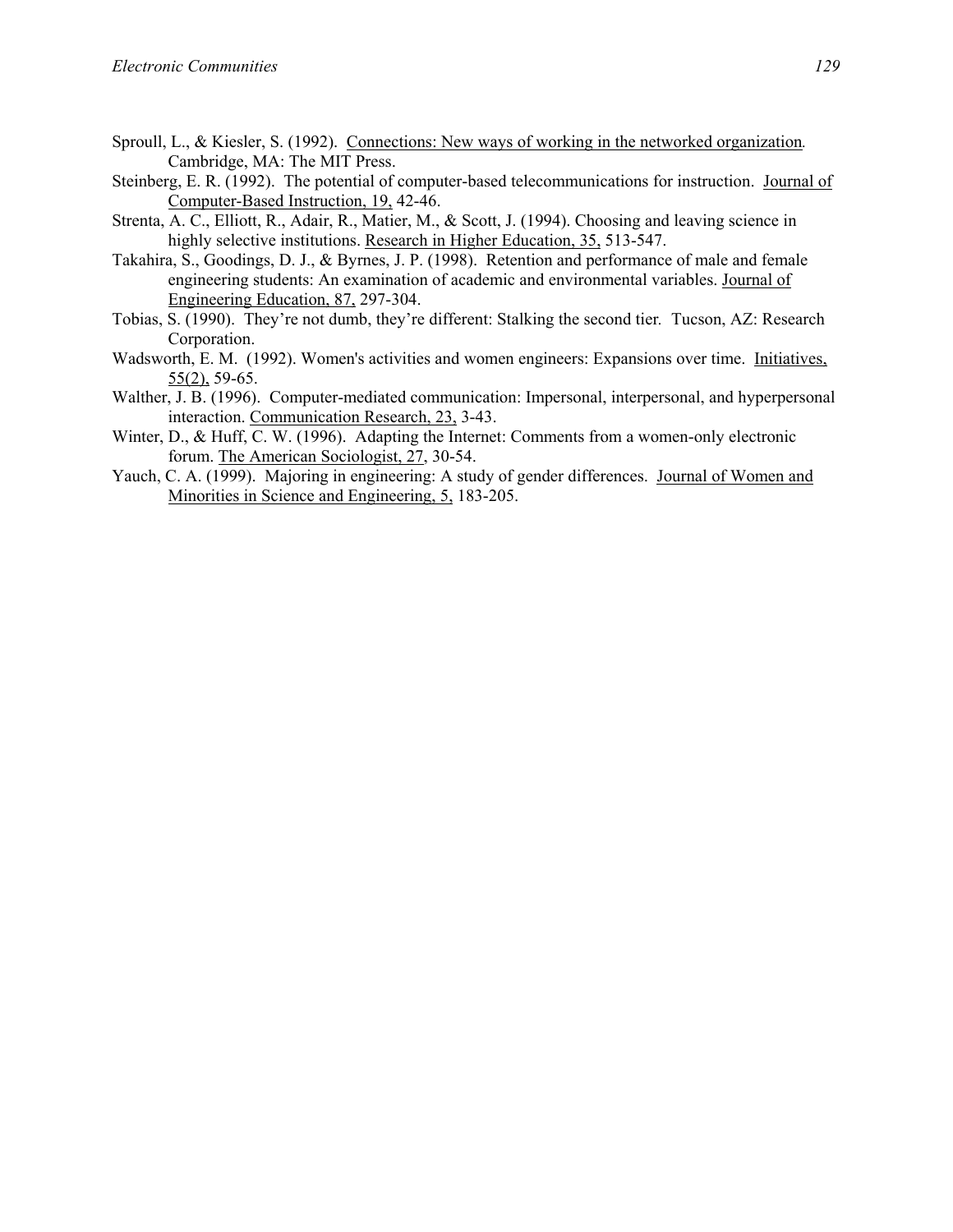Sproull, L., & Kiesler, S. (1992). Connections: New ways of working in the networked organization. Cambridge, MA: The MIT Press.

Steinberg, E. R. (1992). The potential of computer-based telecommunications for instruction. Journal of Computer-Based Instruction, 19, 42-46.

Strenta, A. C., Elliott, R., Adair, R., Matier, M., & Scott, J. (1994). Choosing and leaving science in highly selective institutions. Research in Higher Education, 35, 513-547.

Takahira, S., Goodings, D. J., & Byrnes, J. P. (1998). Retention and performance of male and female engineering students: An examination of academic and environmental variables. Journal of Engineering Education, 87, 297-304.

Tobias, S. (1990). They're not dumb, they're different: Stalking the second tier. Tucson, AZ: Research Corporation.

Wadsworth, E. M. (1992). Women's activities and women engineers: Expansions over time. Initiatives, 55(2), 59-65.

Walther, J. B. (1996). Computer-mediated communication: Impersonal, interpersonal, and hyperpersonal interaction. Communication Research, 23, 3-43.

Winter, D., & Huff, C. W. (1996). Adapting the Internet: Comments from a women-only electronic forum. The American Sociologist, 27, 30-54.

Yauch, C. A. (1999). Majoring in engineering: A study of gender differences. Journal of Women and Minorities in Science and Engineering, 5, 183-205.